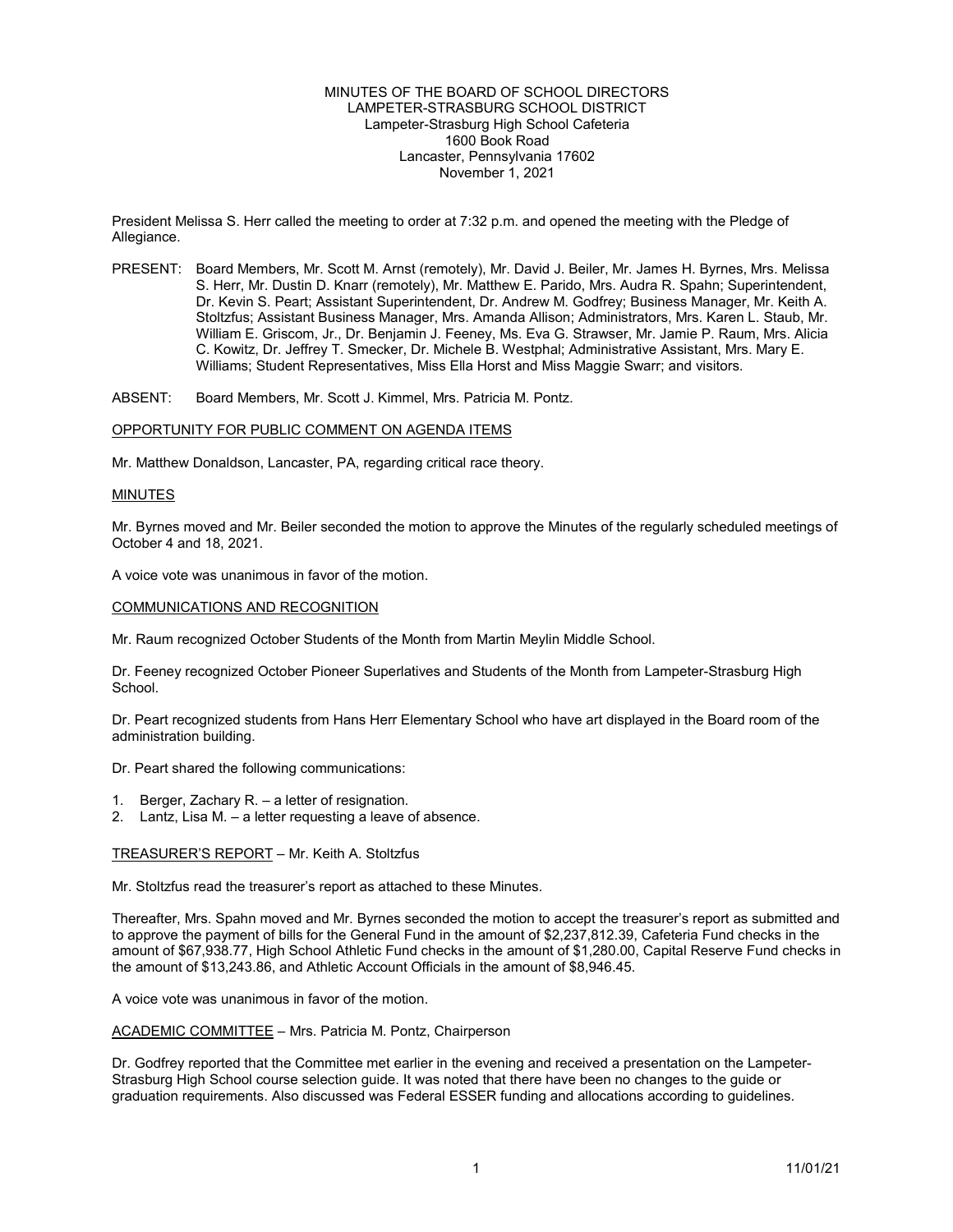MINUTES OF THE BOARD OF SCHOOL DIRECTORS
LAMPETER-STRASBURG SCHOOL DISTRICT
Lampeter-Strasburg High School Cafeteria
1600 Book Road
Lancaster, Pennsylvania 17602
November 1, 2021

President Melissa S. Herr called the meeting to order at 7:32 p.m. and opened the meeting with the Pledge of Allegiance.

PRESENT: Board Members, Mr. Scott M. Arnst (remotely), Mr. David J. Beiler, Mr. James H. Byrnes, Mrs. Melissa S. Herr, Mr. Dustin D. Knarr (remotely), Mr. Matthew E. Parido, Mrs. Audra R. Spahn; Superintendent, Dr. Kevin S. Peart; Assistant Superintendent, Dr. Andrew M. Godfrey; Business Manager, Mr. Keith A. Stoltzfus; Assistant Business Manager, Mrs. Amanda Allison; Administrators, Mrs. Karen L. Staub, Mr. William E. Griscom, Jr., Dr. Benjamin J. Feeney, Ms. Eva G. Strawser, Mr. Jamie P. Raum, Mrs. Alicia C. Kowitz, Dr. Jeffrey T. Smecker, Dr. Michele B. Westphal; Administrative Assistant, Mrs. Mary E. Williams; Student Representatives, Miss Ella Horst and Miss Maggie Swarr; and visitors.

ABSENT: Board Members, Mr. Scott J. Kimmel, Mrs. Patricia M. Pontz.

OPPORTUNITY FOR PUBLIC COMMENT ON AGENDA ITEMS

Mr. Matthew Donaldson, Lancaster, PA, regarding critical race theory.

MINUTES

Mr. Byrnes moved and Mr. Beiler seconded the motion to approve the Minutes of the regularly scheduled meetings of October 4 and 18, 2021.

A voice vote was unanimous in favor of the motion.

COMMUNICATIONS AND RECOGNITION

Mr. Raum recognized October Students of the Month from Martin Meylin Middle School.

Dr. Feeney recognized October Pioneer Superlatives and Students of the Month from Lampeter-Strasburg High School.

Dr. Peart recognized students from Hans Herr Elementary School who have art displayed in the Board room of the administration building.

Dr. Peart shared the following communications:

1. Berger, Zachary R. – a letter of resignation.
2. Lantz, Lisa M. – a letter requesting a leave of absence.

TREASURER'S REPORT – Mr. Keith A. Stoltzfus

Mr. Stoltzfus read the treasurer's report as attached to these Minutes.

Thereafter, Mrs. Spahn moved and Mr. Byrnes seconded the motion to accept the treasurer's report as submitted and to approve the payment of bills for the General Fund in the amount of $2,237,812.39, Cafeteria Fund checks in the amount of $67,938.77, High School Athletic Fund checks in the amount of $1,280.00, Capital Reserve Fund checks in the amount of $13,243.86, and Athletic Account Officials in the amount of $8,946.45.

A voice vote was unanimous in favor of the motion.

ACADEMIC COMMITTEE – Mrs. Patricia M. Pontz, Chairperson

Dr. Godfrey reported that the Committee met earlier in the evening and received a presentation on the Lampeter-Strasburg High School course selection guide. It was noted that there have been no changes to the guide or graduation requirements. Also discussed was Federal ESSER funding and allocations according to guidelines.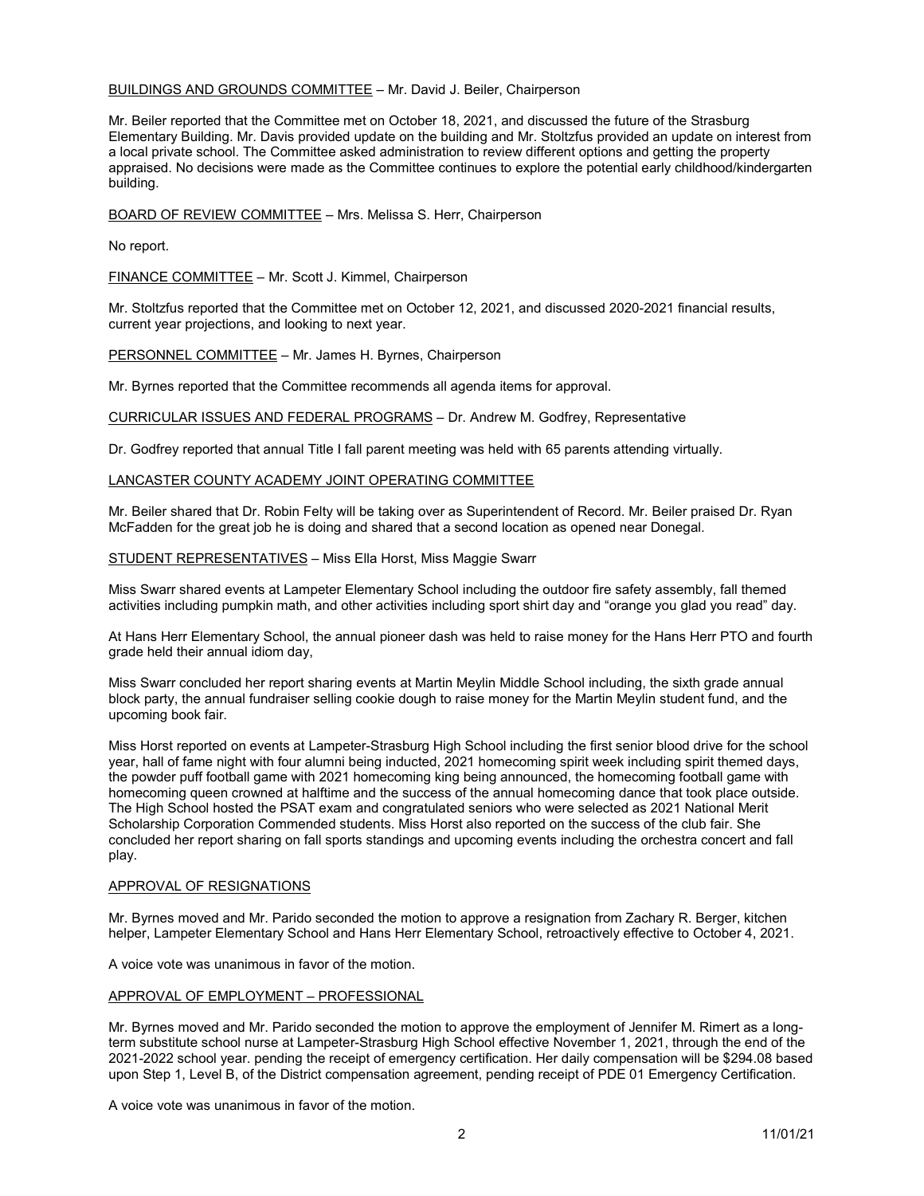BUILDINGS AND GROUNDS COMMITTEE – Mr. David J. Beiler, Chairperson

Mr. Beiler reported that the Committee met on October 18, 2021, and discussed the future of the Strasburg Elementary Building. Mr. Davis provided update on the building and Mr. Stoltzfus provided an update on interest from a local private school. The Committee asked administration to review different options and getting the property appraised. No decisions were made as the Committee continues to explore the potential early childhood/kindergarten building.

BOARD OF REVIEW COMMITTEE – Mrs. Melissa S. Herr, Chairperson

No report.

FINANCE COMMITTEE – Mr. Scott J. Kimmel, Chairperson

Mr. Stoltzfus reported that the Committee met on October 12, 2021, and discussed 2020-2021 financial results, current year projections, and looking to next year.

PERSONNEL COMMITTEE – Mr. James H. Byrnes, Chairperson

Mr. Byrnes reported that the Committee recommends all agenda items for approval.

CURRICULAR ISSUES AND FEDERAL PROGRAMS – Dr. Andrew M. Godfrey, Representative

Dr. Godfrey reported that annual Title I fall parent meeting was held with 65 parents attending virtually.

LANCASTER COUNTY ACADEMY JOINT OPERATING COMMITTEE

Mr. Beiler shared that Dr. Robin Felty will be taking over as Superintendent of Record. Mr. Beiler praised Dr. Ryan McFadden for the great job he is doing and shared that a second location as opened near Donegal.

STUDENT REPRESENTATIVES – Miss Ella Horst, Miss Maggie Swarr

Miss Swarr shared events at Lampeter Elementary School including the outdoor fire safety assembly, fall themed activities including pumpkin math, and other activities including sport shirt day and "orange you glad you read" day.

At Hans Herr Elementary School, the annual pioneer dash was held to raise money for the Hans Herr PTO and fourth grade held their annual idiom day,

Miss Swarr concluded her report sharing events at Martin Meylin Middle School including, the sixth grade annual block party, the annual fundraiser selling cookie dough to raise money for the Martin Meylin student fund, and the upcoming book fair.

Miss Horst reported on events at Lampeter-Strasburg High School including the first senior blood drive for the school year, hall of fame night with four alumni being inducted, 2021 homecoming spirit week including spirit themed days, the powder puff football game with 2021 homecoming king being announced, the homecoming football game with homecoming queen crowned at halftime and the success of the annual homecoming dance that took place outside. The High School hosted the PSAT exam and congratulated seniors who were selected as 2021 National Merit Scholarship Corporation Commended students. Miss Horst also reported on the success of the club fair. She concluded her report sharing on fall sports standings and upcoming events including the orchestra concert and fall play.

APPROVAL OF RESIGNATIONS

Mr. Byrnes moved and Mr. Parido seconded the motion to approve a resignation from Zachary R. Berger, kitchen helper, Lampeter Elementary School and Hans Herr Elementary School, retroactively effective to October 4, 2021.

A voice vote was unanimous in favor of the motion.

APPROVAL OF EMPLOYMENT – PROFESSIONAL

Mr. Byrnes moved and Mr. Parido seconded the motion to approve the employment of Jennifer M. Rimert as a long-term substitute school nurse at Lampeter-Strasburg High School effective November 1, 2021, through the end of the 2021-2022 school year. pending the receipt of emergency certification. Her daily compensation will be $294.08 based upon Step 1, Level B, of the District compensation agreement, pending receipt of PDE 01 Emergency Certification.

A voice vote was unanimous in favor of the motion.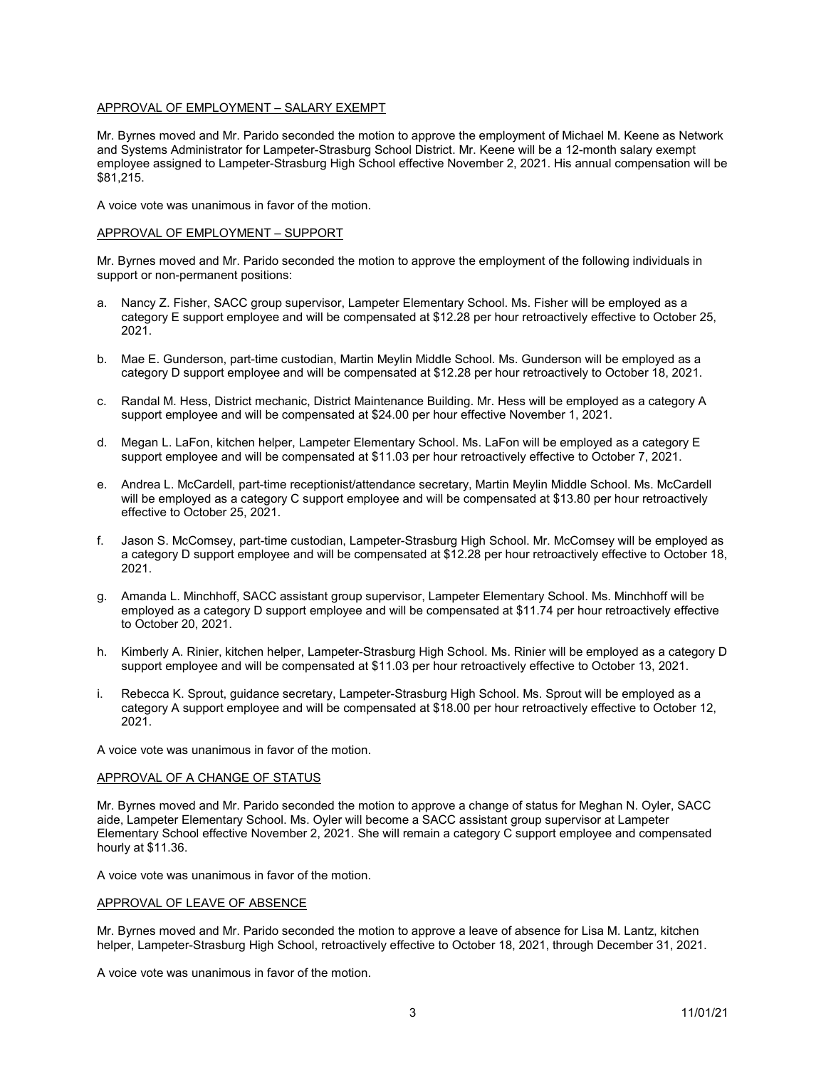APPROVAL OF EMPLOYMENT – SALARY EXEMPT

Mr. Byrnes moved and Mr. Parido seconded the motion to approve the employment of Michael M. Keene as Network and Systems Administrator for Lampeter-Strasburg School District. Mr. Keene will be a 12-month salary exempt employee assigned to Lampeter-Strasburg High School effective November 2, 2021. His annual compensation will be $81,215.

A voice vote was unanimous in favor of the motion.

APPROVAL OF EMPLOYMENT – SUPPORT

Mr. Byrnes moved and Mr. Parido seconded the motion to approve the employment of the following individuals in support or non-permanent positions:

a. Nancy Z. Fisher, SACC group supervisor, Lampeter Elementary School. Ms. Fisher will be employed as a category E support employee and will be compensated at $12.28 per hour retroactively effective to October 25, 2021.

b. Mae E. Gunderson, part-time custodian, Martin Meylin Middle School. Ms. Gunderson will be employed as a category D support employee and will be compensated at $12.28 per hour retroactively to October 18, 2021.

c. Randal M. Hess, District mechanic, District Maintenance Building. Mr. Hess will be employed as a category A support employee and will be compensated at $24.00 per hour effective November 1, 2021.

d. Megan L. LaFon, kitchen helper, Lampeter Elementary School. Ms. LaFon will be employed as a category E support employee and will be compensated at $11.03 per hour retroactively effective to October 7, 2021.

e. Andrea L. McCardell, part-time receptionist/attendance secretary, Martin Meylin Middle School. Ms. McCardell will be employed as a category C support employee and will be compensated at $13.80 per hour retroactively effective to October 25, 2021.

f. Jason S. McComsey, part-time custodian, Lampeter-Strasburg High School. Mr. McComsey will be employed as a category D support employee and will be compensated at $12.28 per hour retroactively effective to October 18, 2021.

g. Amanda L. Minchhoff, SACC assistant group supervisor, Lampeter Elementary School. Ms. Minchhoff will be employed as a category D support employee and will be compensated at $11.74 per hour retroactively effective to October 20, 2021.

h. Kimberly A. Rinier, kitchen helper, Lampeter-Strasburg High School. Ms. Rinier will be employed as a category D support employee and will be compensated at $11.03 per hour retroactively effective to October 13, 2021.

i. Rebecca K. Sprout, guidance secretary, Lampeter-Strasburg High School. Ms. Sprout will be employed as a category A support employee and will be compensated at $18.00 per hour retroactively effective to October 12, 2021.

A voice vote was unanimous in favor of the motion.

APPROVAL OF A CHANGE OF STATUS

Mr. Byrnes moved and Mr. Parido seconded the motion to approve a change of status for Meghan N. Oyler, SACC aide, Lampeter Elementary School. Ms. Oyler will become a SACC assistant group supervisor at Lampeter Elementary School effective November 2, 2021. She will remain a category C support employee and compensated hourly at $11.36.

A voice vote was unanimous in favor of the motion.

APPROVAL OF LEAVE OF ABSENCE

Mr. Byrnes moved and Mr. Parido seconded the motion to approve a leave of absence for Lisa M. Lantz, kitchen helper, Lampeter-Strasburg High School, retroactively effective to October 18, 2021, through December 31, 2021.

A voice vote was unanimous in favor of the motion.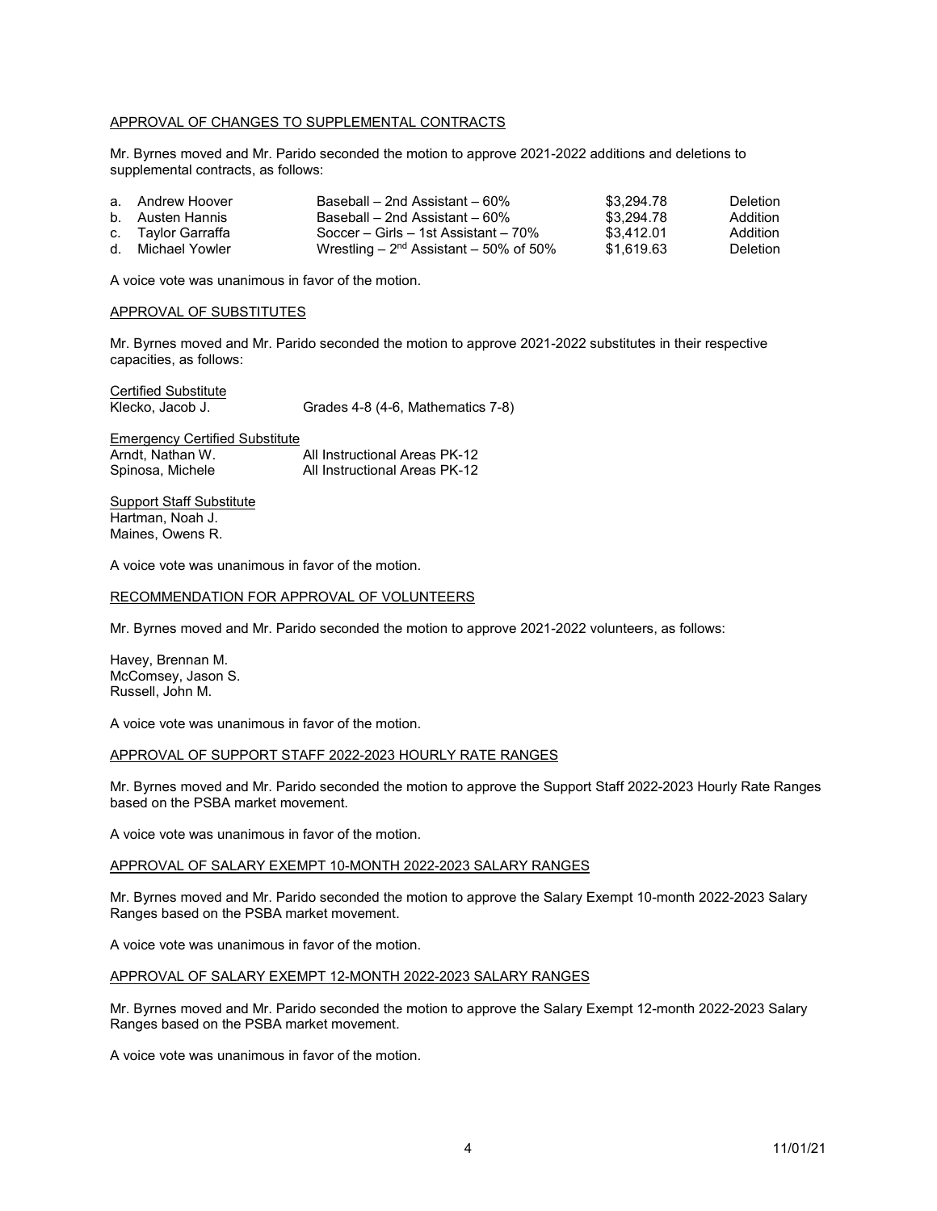APPROVAL OF CHANGES TO SUPPLEMENTAL CONTRACTS

Mr. Byrnes moved and Mr. Parido seconded the motion to approve 2021-2022 additions and deletions to supplemental contracts, as follows:

| | | | | |
|---|---|---|---|---|
| a. | Andrew Hoover | Baseball – 2nd Assistant – 60% | \$3,294.78 | Deletion |
| b. | Austen Hannis | Baseball – 2nd Assistant – 60% | \$3,294.78 | Addition |
| c. | Taylor Garraffa | Soccer – Girls – 1st Assistant – 70% | \$3,412.01 | Addition |
| d. | Michael Yowler | Wrestling – 2nd Assistant – 50% of 50% | \$1,619.63 | Deletion |

A voice vote was unanimous in favor of the motion.

APPROVAL OF SUBSTITUTES

Mr. Byrnes moved and Mr. Parido seconded the motion to approve 2021-2022 substitutes in their respective capacities, as follows:

Certified Substitute
Klecko, Jacob J. — Grades 4-8 (4-6, Mathematics 7-8)

Emergency Certified Substitute
Arndt, Nathan W. — All Instructional Areas PK-12
Spinosa, Michele — All Instructional Areas PK-12

Support Staff Substitute
Hartman, Noah J.
Maines, Owens R.

A voice vote was unanimous in favor of the motion.

RECOMMENDATION FOR APPROVAL OF VOLUNTEERS

Mr. Byrnes moved and Mr. Parido seconded the motion to approve 2021-2022 volunteers, as follows:

Havey, Brennan M.
McComsey, Jason S.
Russell, John M.

A voice vote was unanimous in favor of the motion.

APPROVAL OF SUPPORT STAFF 2022-2023 HOURLY RATE RANGES

Mr. Byrnes moved and Mr. Parido seconded the motion to approve the Support Staff 2022-2023 Hourly Rate Ranges based on the PSBA market movement.

A voice vote was unanimous in favor of the motion.

APPROVAL OF SALARY EXEMPT 10-MONTH 2022-2023 SALARY RANGES

Mr. Byrnes moved and Mr. Parido seconded the motion to approve the Salary Exempt 10-month 2022-2023 Salary Ranges based on the PSBA market movement.

A voice vote was unanimous in favor of the motion.

APPROVAL OF SALARY EXEMPT 12-MONTH 2022-2023 SALARY RANGES

Mr. Byrnes moved and Mr. Parido seconded the motion to approve the Salary Exempt 12-month 2022-2023 Salary Ranges based on the PSBA market movement.

A voice vote was unanimous in favor of the motion.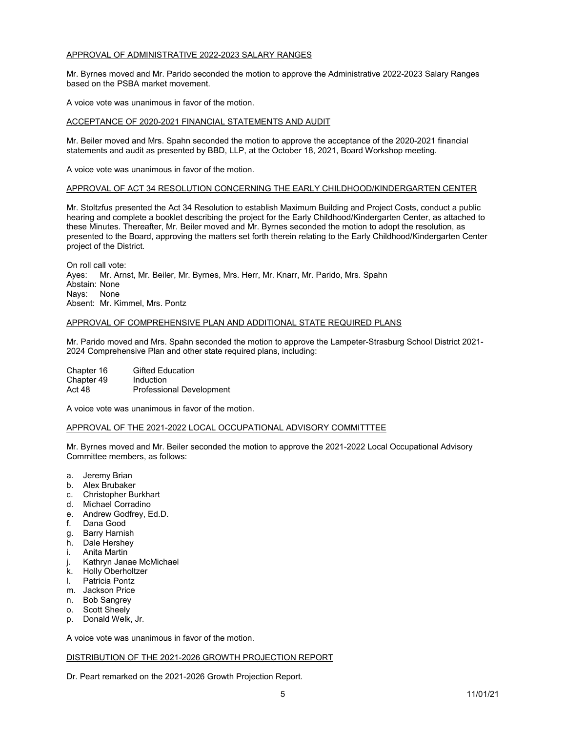APPROVAL OF ADMINISTRATIVE 2022-2023 SALARY RANGES

Mr. Byrnes moved and Mr. Parido seconded the motion to approve the Administrative 2022-2023 Salary Ranges based on the PSBA market movement.

A voice vote was unanimous in favor of the motion.

ACCEPTANCE OF 2020-2021 FINANCIAL STATEMENTS AND AUDIT

Mr. Beiler moved and Mrs. Spahn seconded the motion to approve the acceptance of the 2020-2021 financial statements and audit as presented by BBD, LLP, at the October 18, 2021, Board Workshop meeting.

A voice vote was unanimous in favor of the motion.

APPROVAL OF ACT 34 RESOLUTION CONCERNING THE EARLY CHILDHOOD/KINDERGARTEN CENTER

Mr. Stoltzfus presented the Act 34 Resolution to establish Maximum Building and Project Costs, conduct a public hearing and complete a booklet describing the project for the Early Childhood/Kindergarten Center, as attached to these Minutes. Thereafter, Mr. Beiler moved and Mr. Byrnes seconded the motion to adopt the resolution, as presented to the Board, approving the matters set forth therein relating to the Early Childhood/Kindergarten Center project of the District.

On roll call vote:
Ayes: Mr. Arnst, Mr. Beiler, Mr. Byrnes, Mrs. Herr, Mr. Knarr, Mr. Parido, Mrs. Spahn
Abstain: None
Nays: None
Absent: Mr. Kimmel, Mrs. Pontz

APPROVAL OF COMPREHENSIVE PLAN AND ADDITIONAL STATE REQUIRED PLANS

Mr. Parido moved and Mrs. Spahn seconded the motion to approve the Lampeter-Strasburg School District 2021-2024 Comprehensive Plan and other state required plans, including:

Chapter 16 Gifted Education
Chapter 49 Induction
Act 48 Professional Development

A voice vote was unanimous in favor of the motion.

APPROVAL OF THE 2021-2022 LOCAL OCCUPATIONAL ADVISORY COMMITTTEE

Mr. Byrnes moved and Mr. Beiler seconded the motion to approve the 2021-2022 Local Occupational Advisory Committee members, as follows:

a. Jeremy Brian
b. Alex Brubaker
c. Christopher Burkhart
d. Michael Corradino
e. Andrew Godfrey, Ed.D.
f. Dana Good
g. Barry Harnish
h. Dale Hershey
i. Anita Martin
j. Kathryn Janae McMichael
k. Holly Oberholtzer
l. Patricia Pontz
m. Jackson Price
n. Bob Sangrey
o. Scott Sheely
p. Donald Welk, Jr.

A voice vote was unanimous in favor of the motion.

DISTRIBUTION OF THE 2021-2026 GROWTH PROJECTION REPORT

Dr. Peart remarked on the 2021-2026 Growth Projection Report.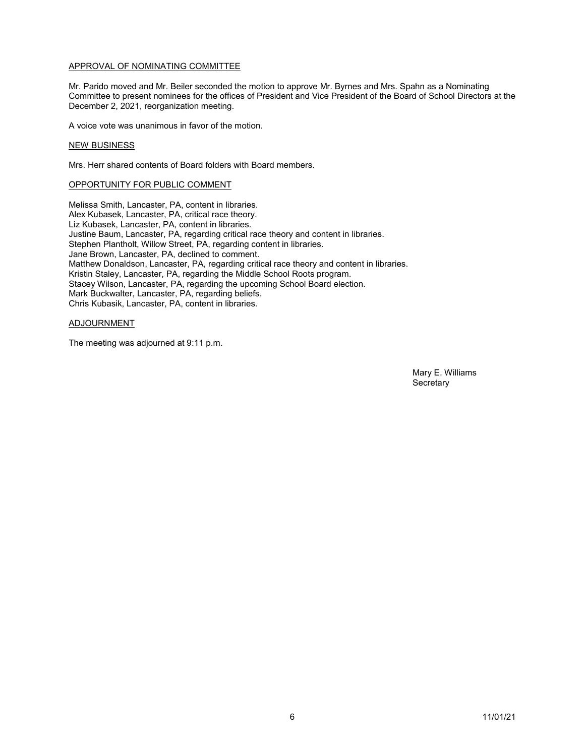## APPROVAL OF NOMINATING COMMITTEE

Mr. Parido moved and Mr. Beiler seconded the motion to approve Mr. Byrnes and Mrs. Spahn as a Nominating Committee to present nominees for the offices of President and Vice President of the Board of School Directors at the December 2, 2021, reorganization meeting.

A voice vote was unanimous in favor of the motion.

## NEW BUSINESS

Mrs. Herr shared contents of Board folders with Board members.

## OPPORTUNITY FOR PUBLIC COMMENT

Melissa Smith, Lancaster, PA, content in libraries.
Alex Kubasek, Lancaster, PA, critical race theory.
Liz Kubasek, Lancaster, PA, content in libraries.
Justine Baum, Lancaster, PA, regarding critical race theory and content in libraries.
Stephen Plantholt, Willow Street, PA, regarding content in libraries.
Jane Brown, Lancaster, PA, declined to comment.
Matthew Donaldson, Lancaster, PA, regarding critical race theory and content in libraries.
Kristin Staley, Lancaster, PA, regarding the Middle School Roots program.
Stacey Wilson, Lancaster, PA, regarding the upcoming School Board election.
Mark Buckwalter, Lancaster, PA, regarding beliefs.
Chris Kubasik, Lancaster, PA, content in libraries.

## ADJOURNMENT

The meeting was adjourned at 9:11 p.m.

Mary E. Williams
Secretary